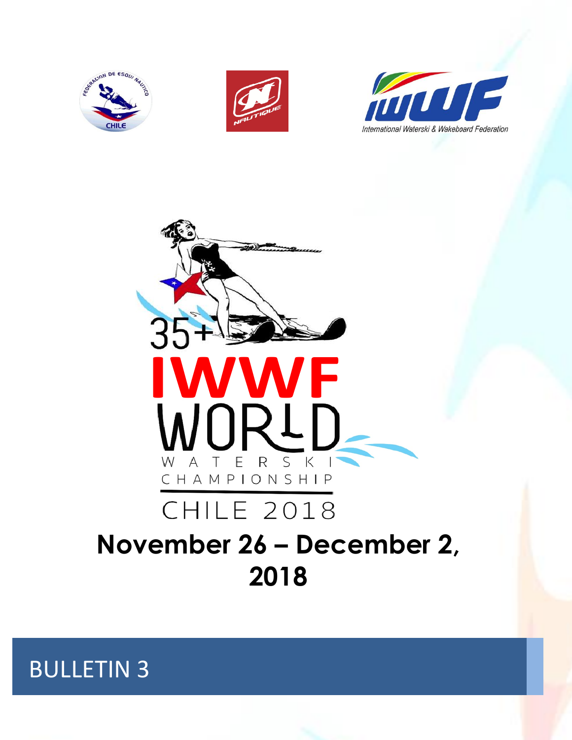35+ IWWF WORLD WATERSKI CHAMPIONSHIP

CHILE 2018

# November 26 – December 2, 2018

## BULLETIN 3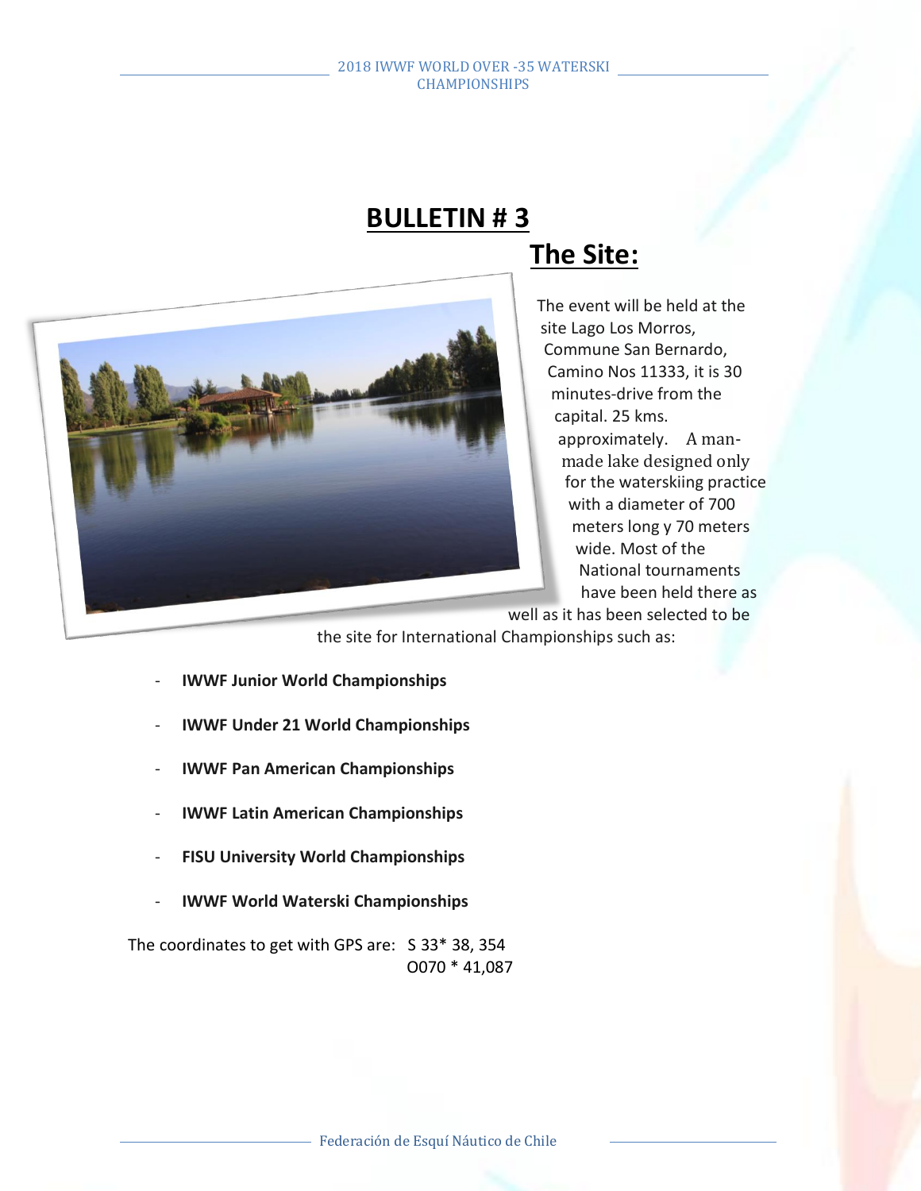# BULLETIN # 3

## The Site:

The event will be held at the site Lago Los Morros, Commune San Bernardo, Camino Nos 11333, it is 30 minutes-drive from the capital. 25 kms. approximately. A man-made lake designed only for the waterskiing practice with a diameter of 700 meters long y 70 meters wide. Most of the National tournaments have been held there as well as it has been selected to be the site for International Championships such as:

- **IWWF Junior World Championships**
- **IWWF Under 21 World Championships**
- **IWWF Pan American Championships**
- **IWWF Latin American Championships**
- **FISU University World Championships**
- **IWWF World Waterski Championships**

The coordinates to get with GPS are: S 33* 38, 354
O070 * 41,087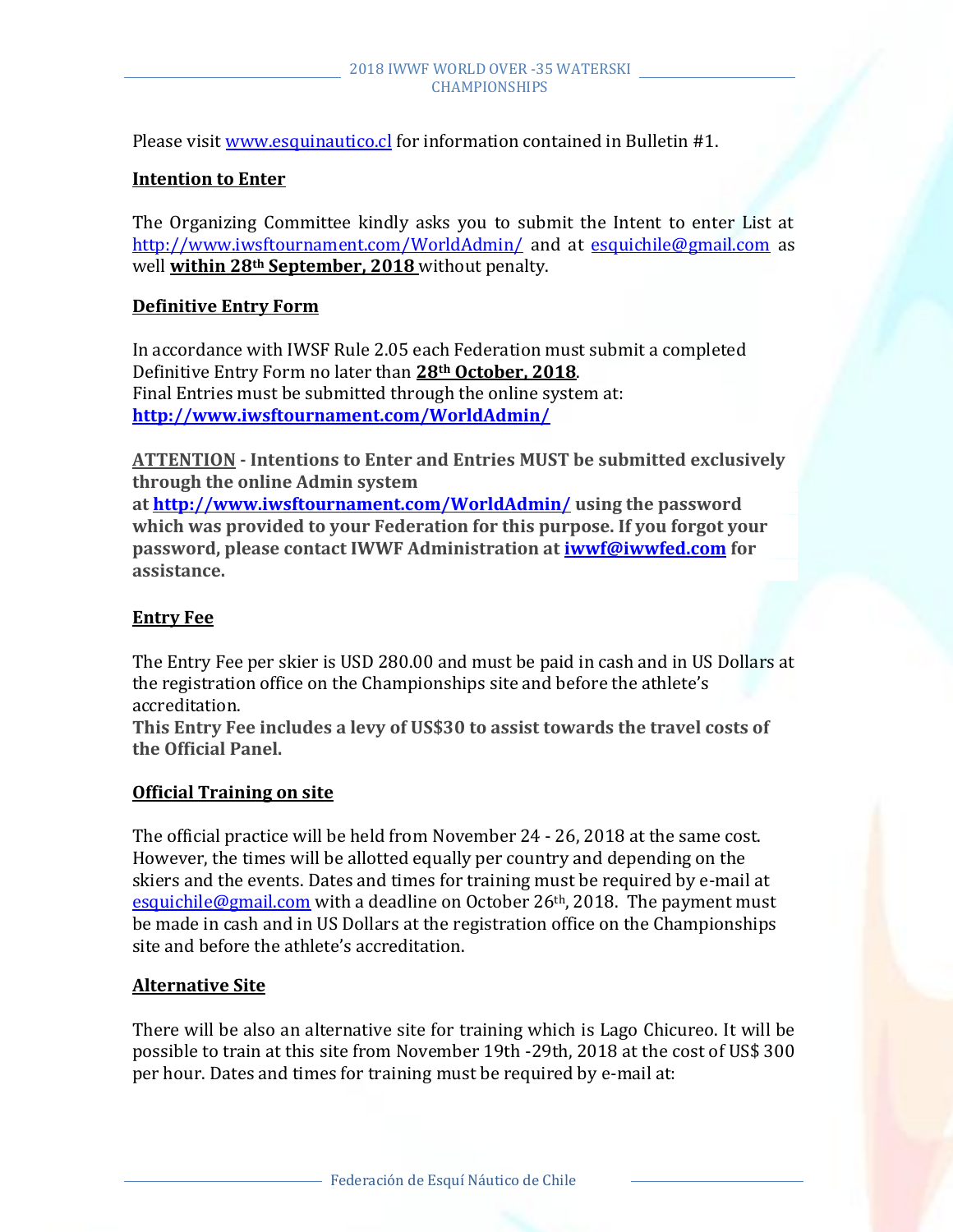Please visit www.esquinautico.cl for information contained in Bulletin #1.

## Intention to Enter

The Organizing Committee kindly asks you to submit the Intent to enter List at http://www.iwsftournament.com/WorldAdmin/ and at esquichile@gmail.com as well **within 28th September, 2018** without penalty.

## Definitive Entry Form

In accordance with IWSF Rule 2.05 each Federation must submit a completed Definitive Entry Form no later than **28th October, 2018**.
Final Entries must be submitted through the online system at:
**http://www.iwsftournament.com/WorldAdmin/**

**ATTENTION - Intentions to Enter and Entries MUST be submitted exclusively through the online Admin system at http://www.iwsftournament.com/WorldAdmin/ using the password which was provided to your Federation for this purpose. If you forgot your password, please contact IWWF Administration at iwwf@iwwfed.com for assistance.**

## Entry Fee

The Entry Fee per skier is USD 280.00 and must be paid in cash and in US Dollars at the registration office on the Championships site and before the athlete's accreditation.
**This Entry Fee includes a levy of US$30 to assist towards the travel costs of the Official Panel.**

## Official Training on site

The official practice will be held from November 24 - 26, 2018 at the same cost. However, the times will be allotted equally per country and depending on the skiers and the events. Dates and times for training must be required by e-mail at esquichile@gmail.com with a deadline on October 26th, 2018. The payment must be made in cash and in US Dollars at the registration office on the Championships site and before the athlete's accreditation.

## Alternative Site

There will be also an alternative site for training which is Lago Chicureo. It will be possible to train at this site from November 19th -29th, 2018 at the cost of US$ 300 per hour. Dates and times for training must be required by e-mail at: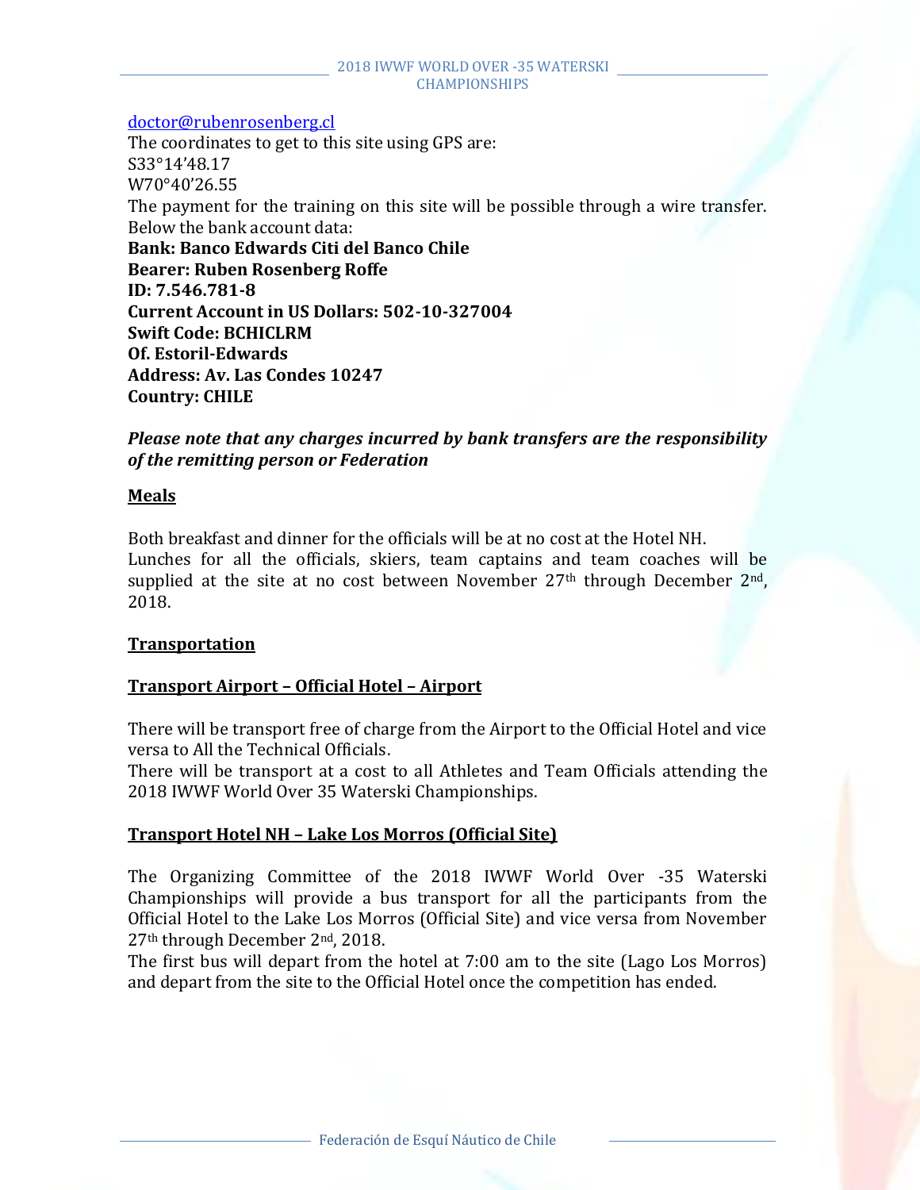doctor@rubenrosenberg.cl
The coordinates to get to this site using GPS are:
S33°14'48.17
W70°40'26.55
The payment for the training on this site will be possible through a wire transfer. Below the bank account data:
**Bank: Banco Edwards Citi del Banco Chile**
**Bearer: Ruben Rosenberg Roffe**
**ID: 7.546.781-8**
**Current Account in US Dollars: 502-10-327004**
**Swift Code: BCHICLRM**
**Of. Estoril-Edwards**
**Address: Av. Las Condes 10247**
**Country: CHILE**

***Please note that any charges incurred by bank transfers are the responsibility of the remitting person or Federation***

## Meals

Both breakfast and dinner for the officials will be at no cost at the Hotel NH.
Lunches for all the officials, skiers, team captains and team coaches will be supplied at the site at no cost between November 27th through December 2nd, 2018.

## Transportation

### Transport Airport – Official Hotel – Airport

There will be transport free of charge from the Airport to the Official Hotel and vice versa to All the Technical Officials.
There will be transport at a cost to all Athletes and Team Officials attending the 2018 IWWF World Over 35 Waterski Championships.

### Transport Hotel NH – Lake Los Morros (Official Site)

The Organizing Committee of the 2018 IWWF World Over -35 Waterski Championships will provide a bus transport for all the participants from the Official Hotel to the Lake Los Morros (Official Site) and vice versa from November 27th through December 2nd, 2018.
The first bus will depart from the hotel at 7:00 am to the site (Lago Los Morros) and depart from the site to the Official Hotel once the competition has ended.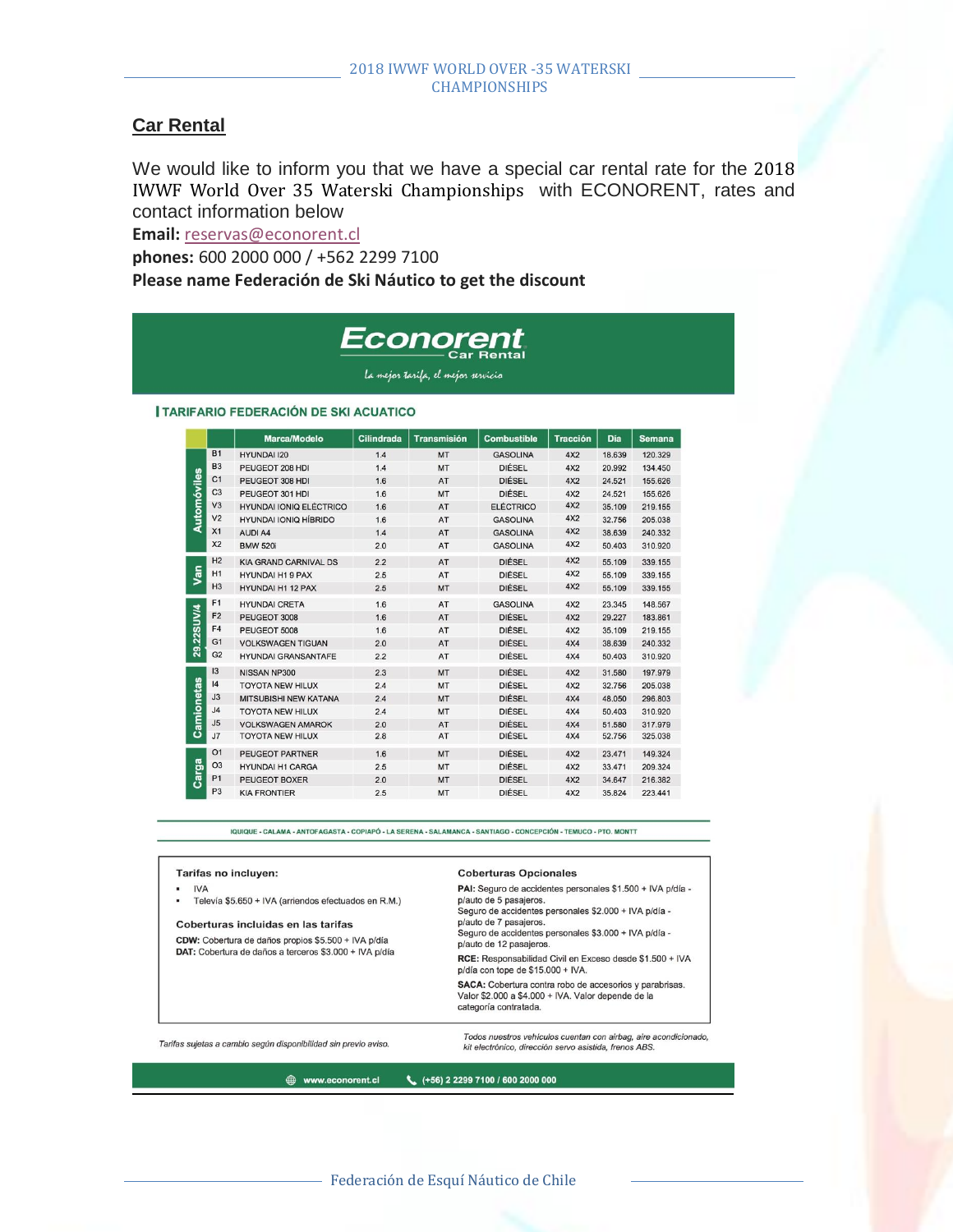## Car Rental

We would like to inform you that we have a special car rental rate for the 2018 IWWF World Over 35 Waterski Championships with ECONORENT, rates and contact information below

**Email:** reservas@econorent.cl

**phones:** 600 2000 000 / +562 2299 7100

**Please name Federación de Ski Náutico to get the discount**

**Econorent** Car Rental

*La mejor tarifa, el mejor servicio*

### TARIFARIO FEDERACIÓN DE SKI ACUATICO

| | | Marca/Modelo | Cilindrada | Transmisión | Combustible | Tracción | Día | Semana |
|---|---|---|---|---|---|---|---|---|
| Automóviles | B1 | HYUNDAI I20 | 1.4 | MT | GASOLINA | 4X2 | 18.639 | 120.329 |
| | B3 | PEUGEOT 208 HDI | 1.4 | MT | DIÉSEL | 4X2 | 20.992 | 134.450 |
| | C1 | PEUGEOT 308 HDI | 1.6 | AT | DIÉSEL | 4X2 | 24.521 | 155.626 |
| | C3 | PEUGEOT 301 HDI | 1.6 | MT | DIÉSEL | 4X2 | 24.521 | 155.626 |
| | V3 | HYUNDAI IONIQ ELÉCTRICO | 1.6 | AT | ELÉCTRICO | 4X2 | 35.109 | 219.155 |
| | V2 | HYUNDAI IONIQ HÍBRIDO | 1.6 | AT | GASOLINA | 4X2 | 32.756 | 205.038 |
| | X1 | AUDI A4 | 1.4 | AT | GASOLINA | 4X2 | 38.639 | 240.332 |
| | X2 | BMW 520i | 2.0 | AT | GASOLINA | 4X2 | 50.403 | 310.920 |
| Van | H2 | KIA GRAND CARNIVAL DS | 2.2 | AT | DIÉSEL | 4X2 | 55.109 | 339.155 |
| | H1 | HYUNDAI H1 9 PAX | 2.5 | AT | DIÉSEL | 4X2 | 55.109 | 339.155 |
| | H3 | HYUNDAI H1 12 PAX | 2.5 | MT | DIÉSEL | 4X2 | 55.109 | 339.155 |
| SUV/4 | F1 | HYUNDAI CRETA | 1.6 | AT | GASOLINA | 4X2 | 23.345 | 148.567 |
| | F2 | PEUGEOT 3008 | 1.6 | AT | DIÉSEL | 4X2 | 29.227 | 183.861 |
| | F4 | PEUGEOT 5008 | 1.6 | AT | DIÉSEL | 4X2 | 35.109 | 219.155 |
| | G1 | VOLKSWAGEN TIGUAN | 2.0 | AT | DIÉSEL | 4X4 | 38.639 | 240.332 |
| | G2 | HYUNDAI GRANSANTAFE | 2.2 | AT | DIÉSEL | 4X4 | 50.403 | 310.920 |
| Camionetas | I3 | NISSAN NP300 | 2.3 | MT | DIÉSEL | 4X2 | 31.580 | 197.979 |
| | I4 | TOYOTA NEW HILUX | 2.4 | MT | DIÉSEL | 4X2 | 32.756 | 205.038 |
| | J3 | MITSUBISHI NEW KATANA | 2.4 | MT | DIÉSEL | 4X4 | 48.050 | 296.803 |
| | J4 | TOYOTA NEW HILUX | 2.4 | MT | DIÉSEL | 4X4 | 50.403 | 310.920 |
| | J5 | VOLKSWAGEN AMAROK | 2.0 | AT | DIÉSEL | 4X4 | 51.580 | 317.979 |
| | J7 | TOYOTA NEW HILUX | 2.8 | AT | DIÉSEL | 4X4 | 52.756 | 325.038 |
| Carga | O1 | PEUGEOT PARTNER | 1.6 | MT | DIÉSEL | 4X2 | 23.471 | 149.324 |
| | O3 | HYUNDAI H1 CARGA | 2.5 | MT | DIÉSEL | 4X2 | 33.471 | 209.324 |
| | P1 | PEUGEOT BOXER | 2.0 | MT | DIÉSEL | 4X2 | 34.647 | 216.382 |
| | P3 | KIA FRONTIER | 2.5 | MT | DIÉSEL | 4X2 | 35.824 | 223.441 |

IQUIQUE - CALAMA - ANTOFAGASTA - COPIAPÓ - LA SERENA - SALAMANCA - SANTIAGO - CONCEPCIÓN - TEMUCO - PTO. MONTT

**Tarifas no incluyen:**

- IVA
- Televía $5.650 + IVA (arriendos efectuados en R.M.)

**Coberturas incluidas en las tarifas**

**CDW:** Cobertura de daños propios $5.500 + IVA p/día
**DAT:** Cobertura de daños a terceros $3.000 + IVA p/día

**Coberturas Opcionales**

**PAI:** Seguro de accidentes personales $1.500 + IVA p/día - p/auto de 5 pasajeros.
Seguro de accidentes personales $2.000 + IVA p/día - p/auto de 7 pasajeros.
Seguro de accidentes personales $3.000 + IVA p/día - p/auto de 12 pasajeros.

**RCE:** Responsabilidad Civil en Exceso desde $1.500 + IVA p/día con tope de $15.000 + IVA.

**SACA:** Cobertura contra robo de accesorios y parabrisas. Valor $2.000 a $4.000 + IVA. Valor depende de la categoría contratada.

*Tarifas sujetas a cambio según disponibilidad sin previo aviso.*

*Todos nuestros vehículos cuentan con airbag, aire acondicionado, kit electrónico, dirección servo asistida, frenos ABS.*

www.econorent.cl — (+56) 2 2299 7100 / 600 2000 000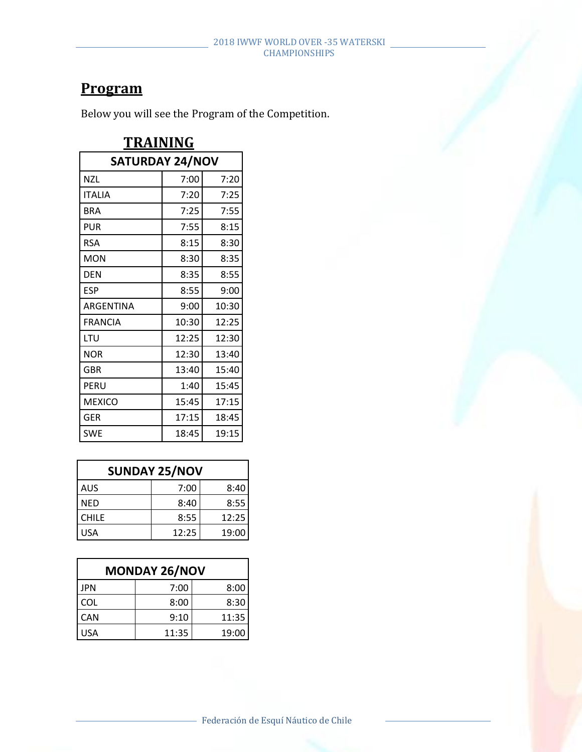# Program

Below you will see the Program of the Competition.

## TRAINING

| SATURDAY 24/NOV | | |
|---|---|---|
| NZL | 7:00 | 7:20 |
| ITALIA | 7:20 | 7:25 |
| BRA | 7:25 | 7:55 |
| PUR | 7:55 | 8:15 |
| RSA | 8:15 | 8:30 |
| MON | 8:30 | 8:35 |
| DEN | 8:35 | 8:55 |
| ESP | 8:55 | 9:00 |
| ARGENTINA | 9:00 | 10:30 |
| FRANCIA | 10:30 | 12:25 |
| LTU | 12:25 | 12:30 |
| NOR | 12:30 | 13:40 |
| GBR | 13:40 | 15:40 |
| PERU | 1:40 | 15:45 |
| MEXICO | 15:45 | 17:15 |
| GER | 17:15 | 18:45 |
| SWE | 18:45 | 19:15 |

| SUNDAY 25/NOV | | |
|---|---|---|
| AUS | 7:00 | 8:40 |
| NED | 8:40 | 8:55 |
| CHILE | 8:55 | 12:25 |
| USA | 12:25 | 19:00 |

| MONDAY 26/NOV | | |
|---|---|---|
| JPN | 7:00 | 8:00 |
| COL | 8:00 | 8:30 |
| CAN | 9:10 | 11:35 |
| USA | 11:35 | 19:00 |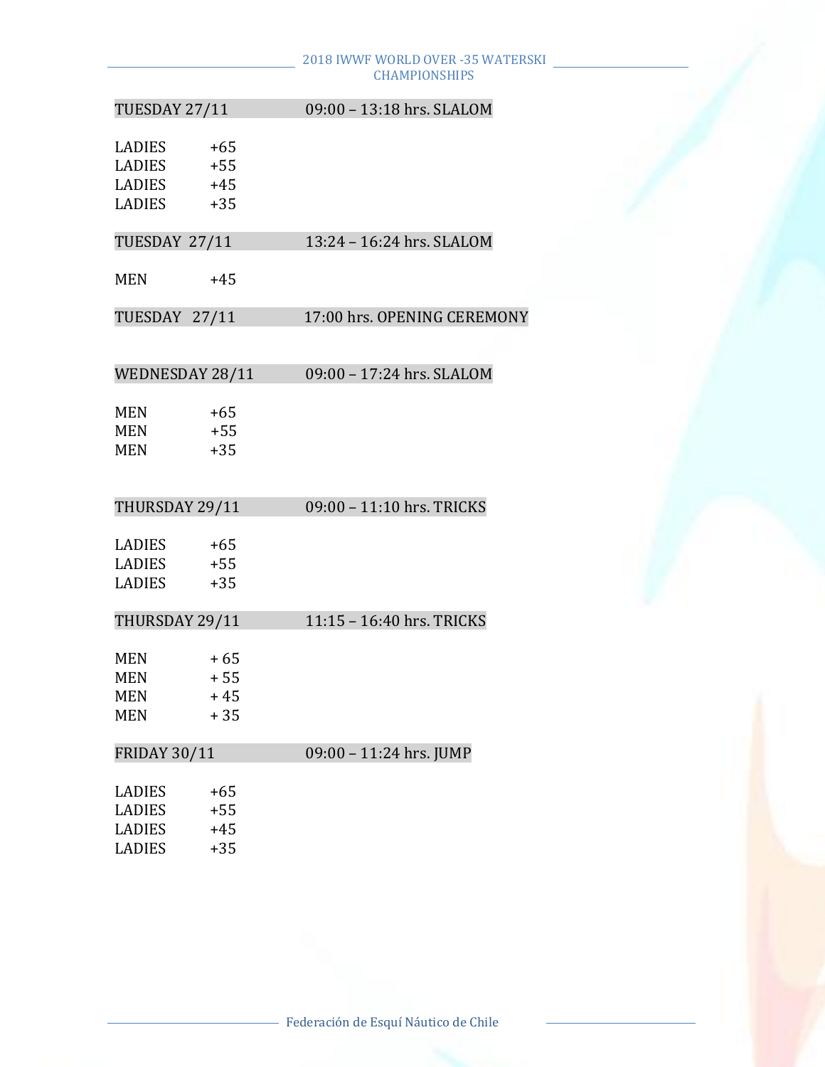| TUESDAY 27/11 | 09:00 – 13:18 hrs. SLALOM |
|---|---|

LADIES +65
LADIES +55
LADIES +45
LADIES +35

| TUESDAY 27/11 | 13:24 – 16:24 hrs. SLALOM |
|---|---|

MEN +45

| TUESDAY 27/11 | 17:00 hrs. OPENING CEREMONY |
|---|---|

| WEDNESDAY 28/11 | 09:00 – 17:24 hrs. SLALOM |
|---|---|

MEN +65
MEN +55
MEN +35

| THURSDAY 29/11 | 09:00 – 11:10 hrs. TRICKS |
|---|---|

LADIES +65
LADIES +55
LADIES +35

| THURSDAY 29/11 | 11:15 – 16:40 hrs. TRICKS |
|---|---|

MEN + 65
MEN + 55
MEN + 45
MEN + 35

| FRIDAY 30/11 | 09:00 – 11:24 hrs. JUMP |
|---|---|

LADIES +65
LADIES +55
LADIES +45
LADIES +35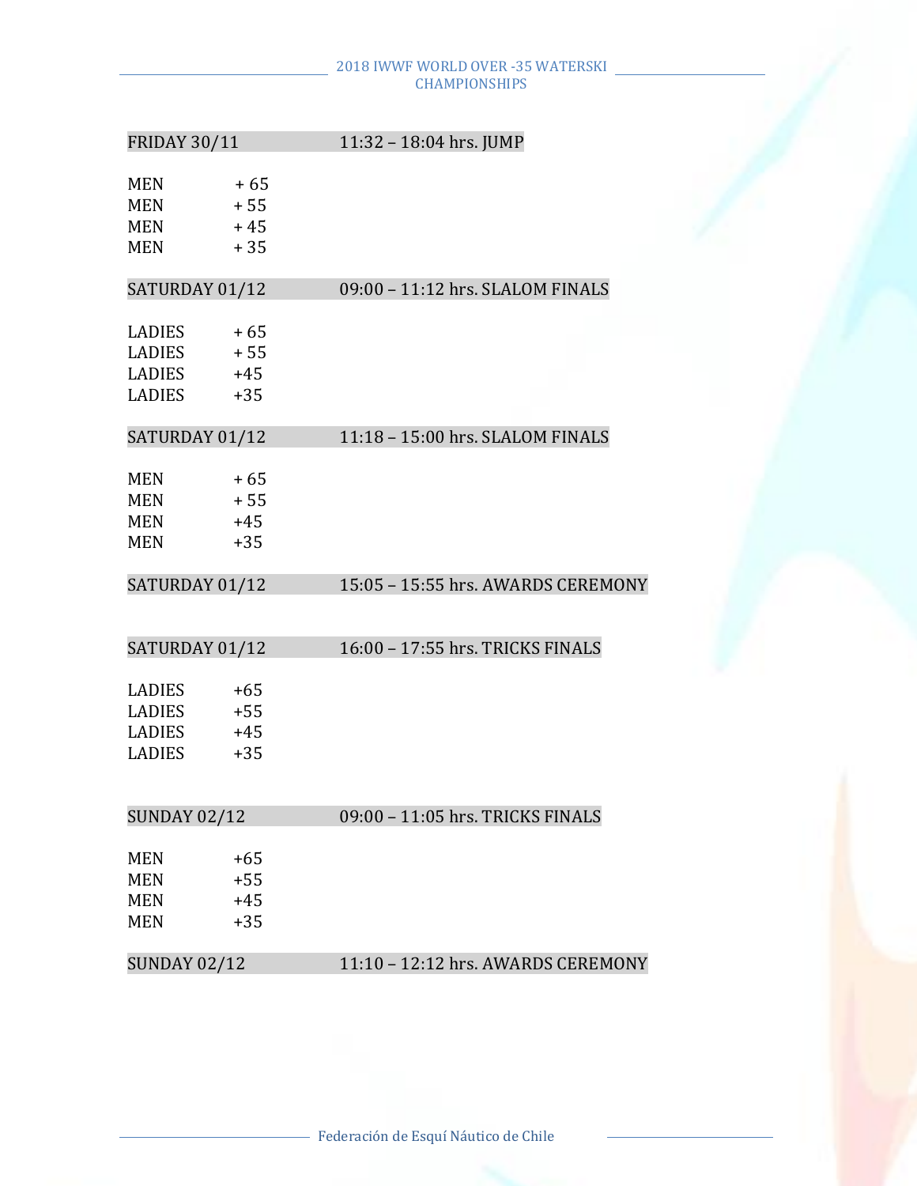| FRIDAY 30/11 | 11:32 – 18:04 hrs. JUMP |
|---|---|

MEN + 65
MEN + 55
MEN + 45
MEN + 35

| SATURDAY 01/12 | 09:00 – 11:12 hrs. SLALOM FINALS |
|---|---|

LADIES + 65
LADIES + 55
LADIES +45
LADIES +35

| SATURDAY 01/12 | 11:18 – 15:00 hrs. SLALOM FINALS |
|---|---|

MEN + 65
MEN + 55
MEN +45
MEN +35

| SATURDAY 01/12 | 15:05 – 15:55 hrs. AWARDS CEREMONY |
|---|---|

| SATURDAY 01/12 | 16:00 – 17:55 hrs. TRICKS FINALS |
|---|---|

LADIES +65
LADIES +55
LADIES +45
LADIES +35

| SUNDAY 02/12 | 09:00 – 11:05 hrs. TRICKS FINALS |
|---|---|

MEN +65
MEN +55
MEN +45
MEN +35

| SUNDAY 02/12 | 11:10 – 12:12 hrs. AWARDS CEREMONY |
|---|---|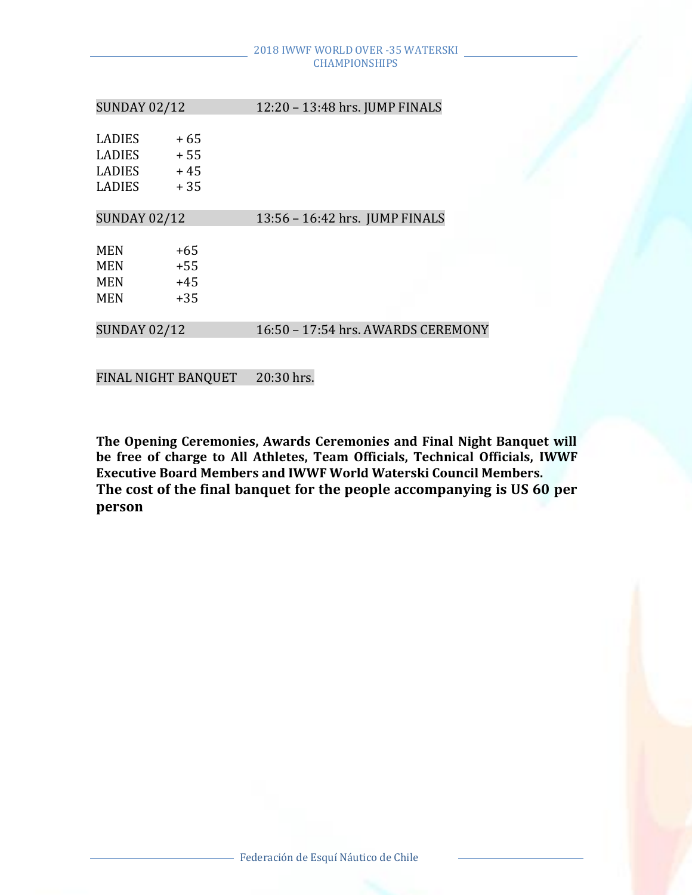SUNDAY 02/12 — 12:20 – 13:48 hrs. JUMP FINALS

LADIES + 65
LADIES + 55
LADIES + 45
LADIES + 35

SUNDAY 02/12 — 13:56 – 16:42 hrs. JUMP FINALS

MEN +65
MEN +55
MEN +45
MEN +35

SUNDAY 02/12 — 16:50 – 17:54 hrs. AWARDS CEREMONY

FINAL NIGHT BANQUET — 20:30 hrs.

**The Opening Ceremonies, Awards Ceremonies and Final Night Banquet will be free of charge to All Athletes, Team Officials, Technical Officials, IWWF Executive Board Members and IWWF World Waterski Council Members.**
**The cost of the final banquet for the people accompanying is US 60 per person**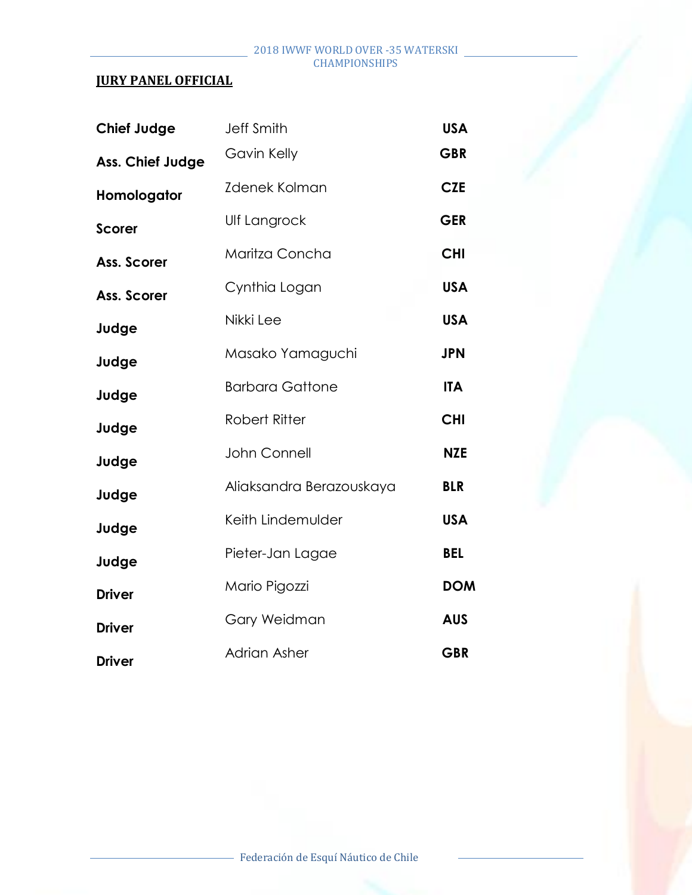**JURY PANEL OFFICIAL**

| | | |
|---|---|---|
| **Chief Judge** | Jeff Smith | **USA** |
| **Ass. Chief Judge** | Gavin Kelly | **GBR** |
| **Homologator** | Zdenek Kolman | **CZE** |
| **Scorer** | Ulf Langrock | **GER** |
| **Ass. Scorer** | Maritza Concha | **CHI** |
| **Ass. Scorer** | Cynthia Logan | **USA** |
| **Judge** | Nikki Lee | **USA** |
| **Judge** | Masako Yamaguchi | **JPN** |
| **Judge** | Barbara Gattone | **ITA** |
| **Judge** | Robert Ritter | **CHI** |
| **Judge** | John Connell | **NZE** |
| **Judge** | Aliaksandra Berazouskaya | **BLR** |
| **Judge** | Keith Lindemulder | **USA** |
| **Judge** | Pieter-Jan Lagae | **BEL** |
| **Driver** | Mario Pigozzi | **DOM** |
| **Driver** | Gary Weidman | **AUS** |
| **Driver** | Adrian Asher | **GBR** |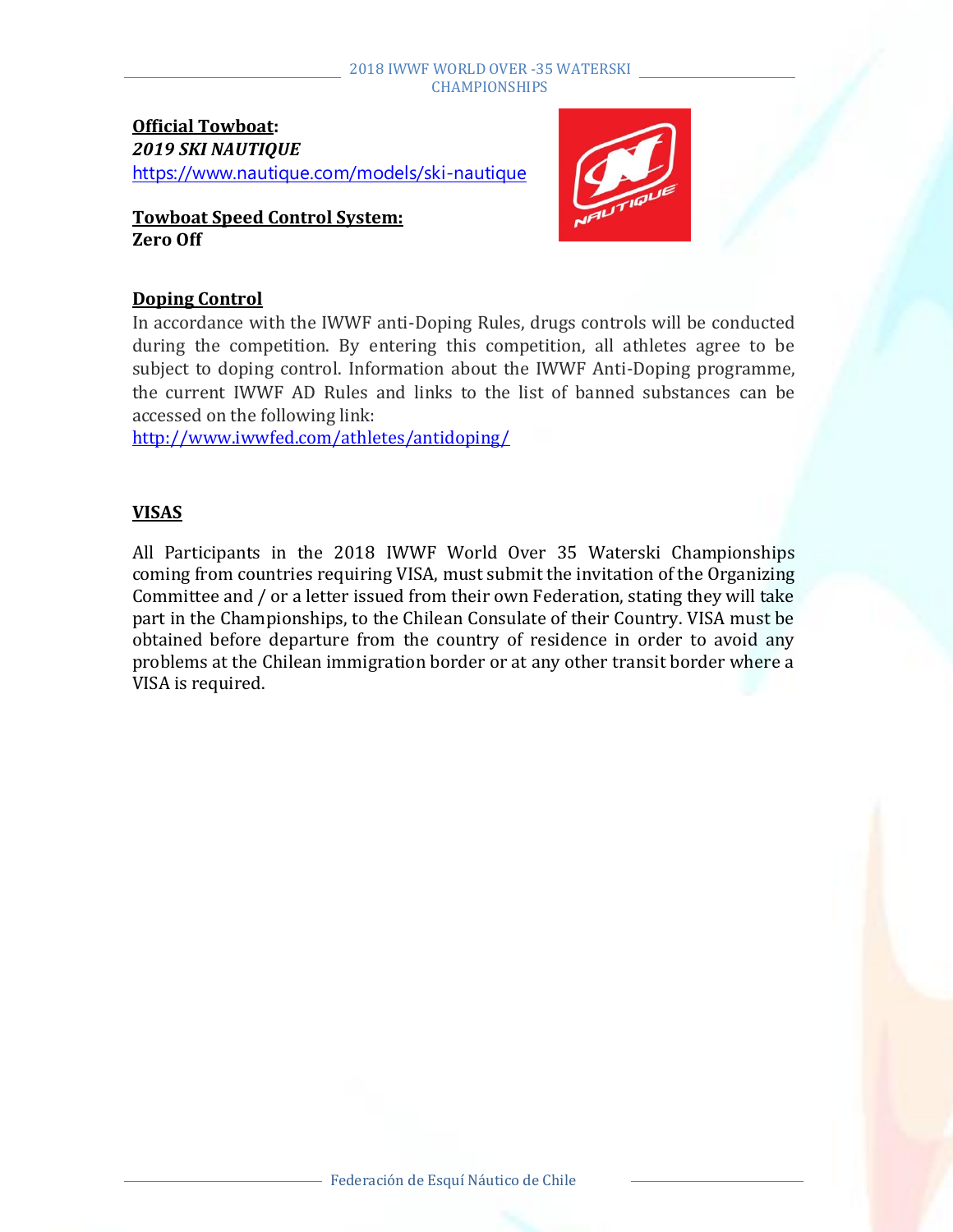**Official Towboat:**
***2019 SKI NAUTIQUE***
https://www.nautique.com/models/ski-nautique

**Towboat Speed Control System:**
**Zero Off**

**Doping Control**

In accordance with the IWWF anti-Doping Rules, drugs controls will be conducted during the competition. By entering this competition, all athletes agree to be subject to doping control. Information about the IWWF Anti-Doping programme, the current IWWF AD Rules and links to the list of banned substances can be accessed on the following link:
http://www.iwwfed.com/athletes/antidoping/

**VISAS**

All Participants in the 2018 IWWF World Over 35 Waterski Championships coming from countries requiring VISA, must submit the invitation of the Organizing Committee and / or a letter issued from their own Federation, stating they will take part in the Championships, to the Chilean Consulate of their Country. VISA must be obtained before departure from the country of residence in order to avoid any problems at the Chilean immigration border or at any other transit border where a VISA is required.